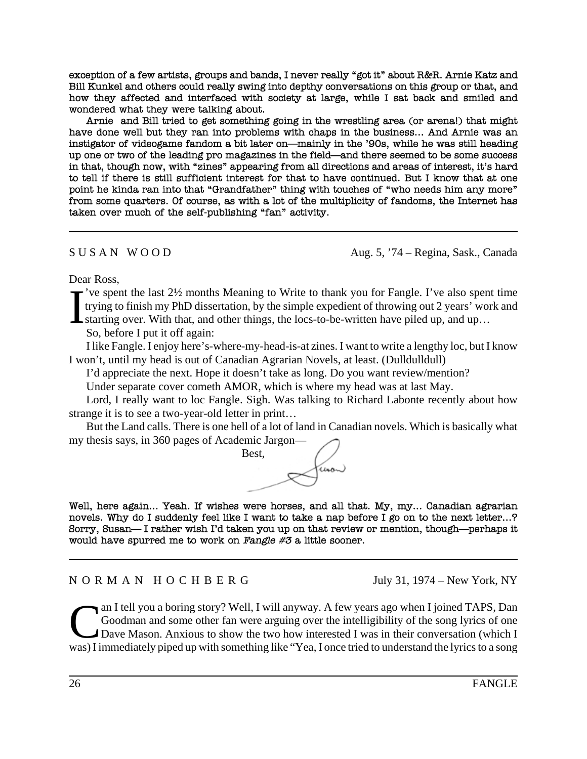exception of a few artists, groups and bands, I never really "got it" about R&R. Arnie Katz and Bill Kunkel and others could really swing into depthy conversations on this group or that, and how they affected and interfaced with society at large, while I sat back and smiled and wondered what they were talking about.

Arnie and Bill tried to get something going in the wrestling area (or arena!) that might have done well but they ran into problems with chaps in the business… And Arnie was an instigator of videogame fandom a bit later on—mainly in the '90s, while he was still heading up one or two of the leading pro magazines in the field—and there seemed to be some success in that, though now, with "zines" appearing from all directions and areas of interest, it's hard to tell if there is still sufficient interest for that to have continued. But I know that at one point he kinda ran into that "Grandfather" thing with touches of "who needs him any more" from some quarters. Of course, as with a lot of the multiplicity of fandoms, the Internet has taken over much of the self-publishing "fan" activity.

---

SUSAN WOOD — Aug. 5, '74 – Regina, Sask., Canada

Dear Ross,

I've spent the last 2½ months Meaning to Write to thank you for Fangle. I've also spent time trying to finish my PhD dissertation, by the simple expedient of throwing out 2 years' work and starting over. With that, and other things, the locs-to-be-written have piled up, and up…

So, before I put it off again:

I like Fangle. I enjoy here's-where-my-head-is-at zines. I want to write a lengthy loc, but I know I won't, until my head is out of Canadian Agrarian Novels, at least. (Dulldulldull)

I'd appreciate the next. Hope it doesn't take as long. Do you want review/mention?

Under separate cover cometh AMOR, which is where my head was at last May.

Lord, I really want to loc Fangle. Sigh. Was talking to Richard Labonte recently about how strange it is to see a two-year-old letter in print…

But the Land calls. There is one hell of a lot of land in Canadian novels. Which is basically what my thesis says, in 360 pages of Academic Jargon—

Best,

Susan

Well, here again… Yeah. If wishes were horses, and all that. My, my… Canadian agrarian novels. Why do I suddenly feel like I want to take a nap before I go on to the next letter…? Sorry, Susan— I rather wish I'd taken you up on that review or mention, though—perhaps it would have spurred me to work on *Fangle #3* a little sooner.

---

NORMAN HOCHBERG — July 31, 1974 – New York, NY

Can I tell you a boring story? Well, I will anyway. A few years ago when I joined TAPS, Dan Goodman and some other fan were arguing over the intelligibility of the song lyrics of one Dave Mason. Anxious to show the two how interested I was in their conversation (which I was) I immediately piped up with something like "Yea, I once tried to understand the lyrics to a song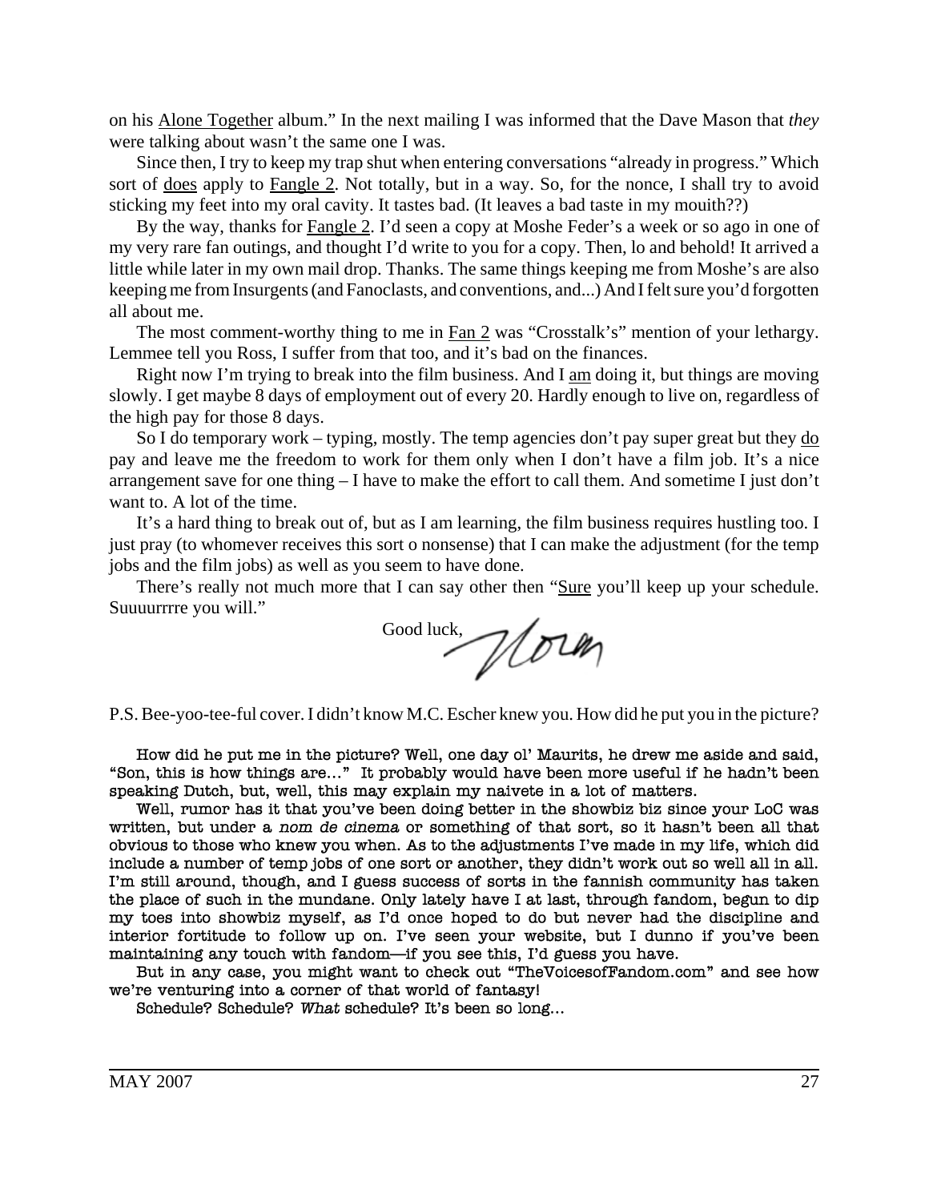on his Alone Together album." In the next mailing I was informed that the Dave Mason that *they* were talking about wasn't the same one I was.

Since then, I try to keep my trap shut when entering conversations "already in progress." Which sort of does apply to Fangle 2. Not totally, but in a way. So, for the nonce, I shall try to avoid sticking my feet into my oral cavity. It tastes bad. (It leaves a bad taste in my mouith??)

By the way, thanks for Fangle 2. I'd seen a copy at Moshe Feder's a week or so ago in one of my very rare fan outings, and thought I'd write to you for a copy. Then, lo and behold! It arrived a little while later in my own mail drop. Thanks. The same things keeping me from Moshe's are also keeping me from Insurgents (and Fanoclasts, and conventions, and...) And I felt sure you'd forgotten all about me.

The most comment-worthy thing to me in Fan 2 was "Crosstalk's" mention of your lethargy. Lemmee tell you Ross, I suffer from that too, and it's bad on the finances.

Right now I'm trying to break into the film business. And I am doing it, but things are moving slowly. I get maybe 8 days of employment out of every 20. Hardly enough to live on, regardless of the high pay for those 8 days.

So I do temporary work – typing, mostly. The temp agencies don't pay super great but they do pay and leave me the freedom to work for them only when I don't have a film job. It's a nice arrangement save for one thing – I have to make the effort to call them. And sometime I just don't want to. A lot of the time.

It's a hard thing to break out of, but as I am learning, the film business requires hustling too. I just pray (to whomever receives this sort o nonsense) that I can make the adjustment (for the temp jobs and the film jobs) as well as you seem to have done.

There's really not much more that I can say other then "Sure you'll keep up your schedule. Suuuurrrre you will."

Good luck, Norm

P.S. Bee-yoo-tee-ful cover. I didn't know M.C. Escher knew you. How did he put you in the picture?

How did he put me in the picture? Well, one day ol' Maurits, he drew me aside and said, "Son, this is how things are…" It probably would have been more useful if he hadn't been speaking Dutch, but, well, this may explain my naivete in a lot of matters.

Well, rumor has it that you've been doing better in the showbiz biz since your LoC was written, but under a *nom de cinema* or something of that sort, so it hasn't been all that obvious to those who knew you when. As to the adjustments I've made in my life, which did include a number of temp jobs of one sort or another, they didn't work out so well all in all. I'm still around, though, and I guess success of sorts in the fannish community has taken the place of such in the mundane. Only lately have I at last, through fandom, begun to dip my toes into showbiz myself, as I'd once hoped to do but never had the discipline and interior fortitude to follow up on. I've seen your website, but I dunno if you've been maintaining any touch with fandom—if you see this, I'd guess you have.

But in any case, you might want to check out "TheVoicesofFandom.com" and see how we're venturing into a corner of that world of fantasy!

Schedule? Schedule? *What* schedule? It's been so long…